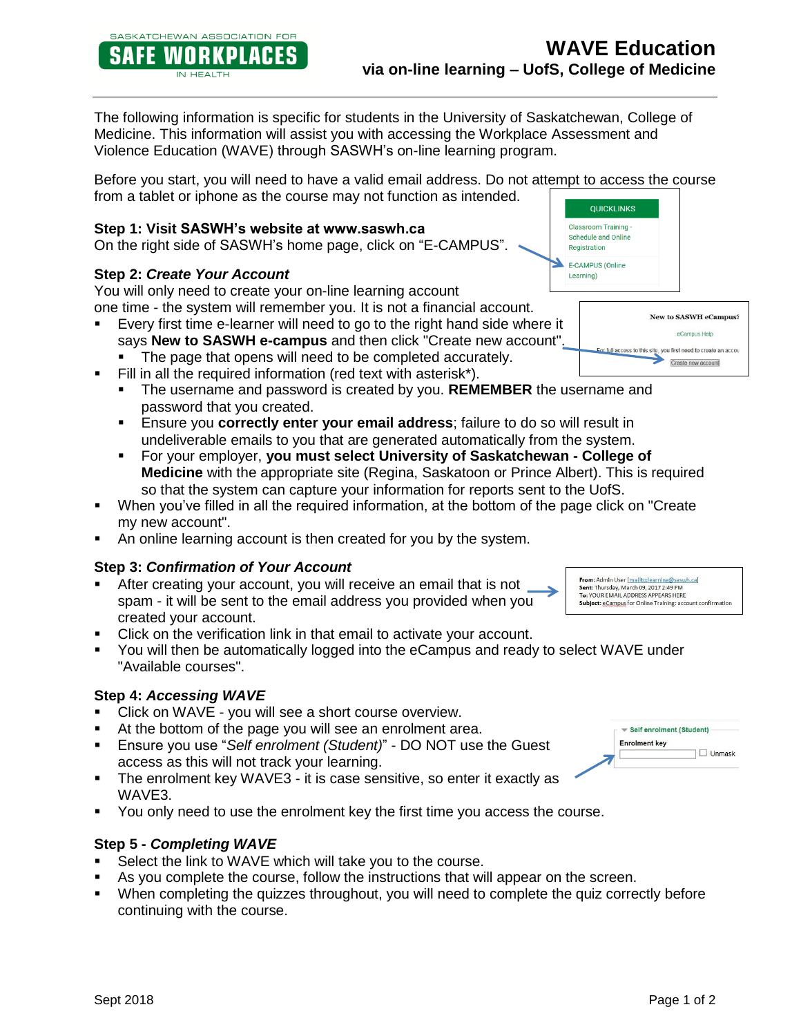SASKATCHEWAN ASSOCIATION FOR **SAFE WORKPLACES** IN HEALTH

# WAVE Education

## via on-line learning – UofS, College of Medicine

The following information is specific for students in the University of Saskatchewan, College of Medicine. This information will assist you with accessing the Workplace Assessment and Violence Education (WAVE) through SASWH's on-line learning program.

Before you start, you will need to have a valid email address. Do not attempt to access the course from a tablet or iphone as the course may not function as intended.

### Step 1: Visit SASWH's website at www.saswh.ca

On the right side of SASWH's home page, click on "E-CAMPUS".

### Step 2: *Create Your Account*

You will only need to create your on-line learning account one time - the system will remember you. It is not a financial account.

- Every first time e-learner will need to go to the right hand side where it says **New to SASWH e-campus** and then click "Create new account".
  - The page that opens will need to be completed accurately.
- Fill in all the required information (red text with asterisk*).
  - The username and password is created by you. **REMEMBER** the username and password that you created.
  - Ensure you **correctly enter your email address**; failure to do so will result in undeliverable emails to you that are generated automatically from the system.
  - For your employer, **you must select University of Saskatchewan - College of Medicine** with the appropriate site (Regina, Saskatoon or Prince Albert). This is required so that the system can capture your information for reports sent to the UofS.
- When you've filled in all the required information, at the bottom of the page click on "Create my new account".
- An online learning account is then created for you by the system.

### Step 3: *Confirmation of Your Account*

- After creating your account, you will receive an email that is not spam - it will be sent to the email address you provided when you created your account.
- Click on the verification link in that email to activate your account.
- You will then be automatically logged into the eCampus and ready to select WAVE under "Available courses".

### Step 4: *Accessing WAVE*

- Click on WAVE - you will see a short course overview.
- At the bottom of the page you will see an enrolment area.
- Ensure you use "*Self enrolment (Student)*" - DO NOT use the Guest access as this will not track your learning.
- The enrolment key WAVE3 - it is case sensitive, so enter it exactly as WAVE3.
- You only need to use the enrolment key the first time you access the course.

### Step 5 - *Completing WAVE*

- Select the link to WAVE which will take you to the course.
- As you complete the course, follow the instructions that will appear on the screen.
- When completing the quizzes throughout, you will need to complete the quiz correctly before continuing with the course.

Sept 2018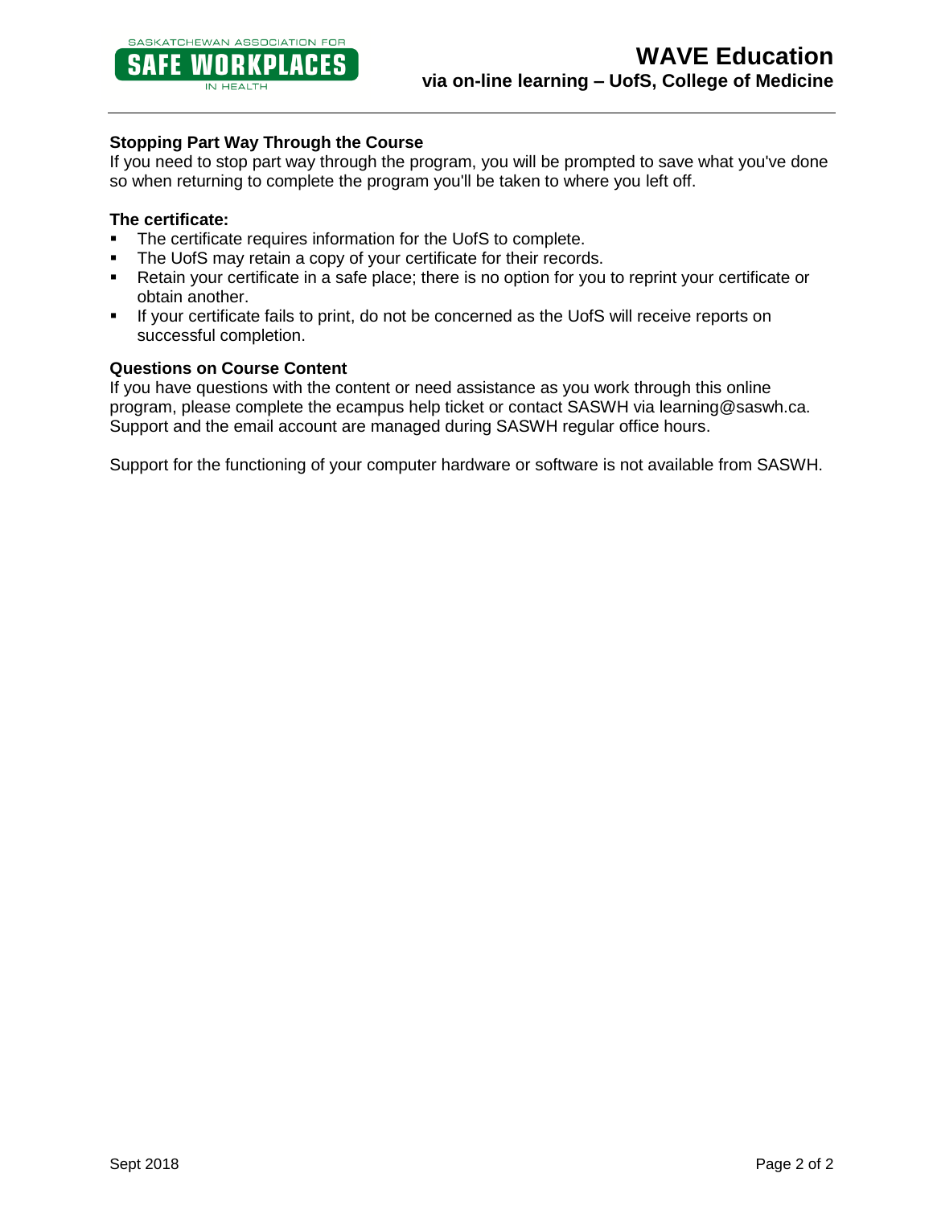### Stopping Part Way Through the Course

If you need to stop part way through the program, you will be prompted to save what you've done so when returning to complete the program you'll be taken to where you left off.

### The certificate:

- The certificate requires information for the UofS to complete.
- The UofS may retain a copy of your certificate for their records.
- Retain your certificate in a safe place; there is no option for you to reprint your certificate or obtain another.
- If your certificate fails to print, do not be concerned as the UofS will receive reports on successful completion.

### Questions on Course Content

If you have questions with the content or need assistance as you work through this online program, please complete the ecampus help ticket or contact SASWH via learning@saswh.ca. Support and the email account are managed during SASWH regular office hours.

Support for the functioning of your computer hardware or software is not available from SASWH.